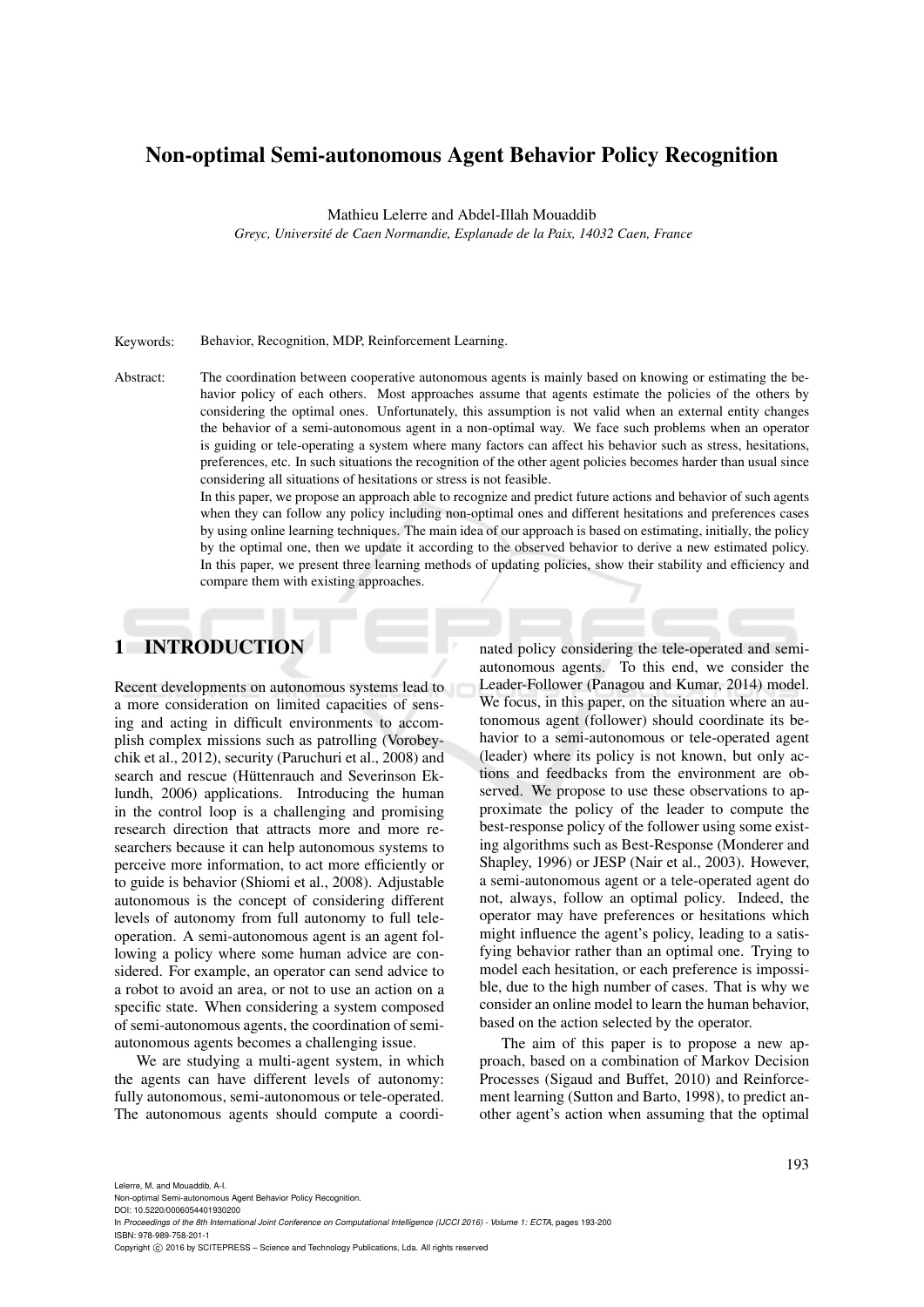# Non-optimal Semi-autonomous Agent Behavior Policy Recognition

Mathieu Lelerre and Abdel-Illah Mouaddib

*Greyc, Université de Caen Normandie, Esplanade de la Paix, 14032 Caen, France*

Keywords: Behavior, Recognition, MDP, Reinforcement Learning.

Abstract: The coordination between cooperative autonomous agents is mainly based on knowing or estimating the behavior policy of each others. Most approaches assume that agents estimate the policies of the others by considering the optimal ones. Unfortunately, this assumption is not valid when an external entity changes the behavior of a semi-autonomous agent in a non-optimal way. We face such problems when an operator is guiding or tele-operating a system where many factors can affect his behavior such as stress, hesitations, preferences, etc. In such situations the recognition of the other agent policies becomes harder than usual since considering all situations of hesitations or stress is not feasible.
In this paper, we propose an approach able to recognize and predict future actions and behavior of such agents when they can follow any policy including non-optimal ones and different hesitations and preferences cases by using online learning techniques. The main idea of our approach is based on estimating, initially, the policy by the optimal one, then we update it according to the observed behavior to derive a new estimated policy. In this paper, we present three learning methods of updating policies, show their stability and efficiency and compare them with existing approaches.

## 1 INTRODUCTION

Recent developments on autonomous systems lead to a more consideration on limited capacities of sensing and acting in difficult environments to accomplish complex missions such as patrolling (Vorobeychik et al., 2012), security (Paruchuri et al., 2008) and search and rescue (Hüttenrauch and Severinson Eklundh, 2006) applications. Introducing the human in the control loop is a challenging and promising research direction that attracts more and more researchers because it can help autonomous systems to perceive more information, to act more efficiently or to guide is behavior (Shiomi et al., 2008). Adjustable autonomous is the concept of considering different levels of autonomy from full autonomy to full tele-operation. A semi-autonomous agent is an agent following a policy where some human advice are considered. For example, an operator can send advice to a robot to avoid an area, or not to use an action on a specific state. When considering a system composed of semi-autonomous agents, the coordination of semi-autonomous agents becomes a challenging issue.

We are studying a multi-agent system, in which the agents can have different levels of autonomy: fully autonomous, semi-autonomous or tele-operated. The autonomous agents should compute a coordinated policy considering the tele-operated and semi-autonomous agents. To this end, we consider the Leader-Follower (Panagou and Kumar, 2014) model. We focus, in this paper, on the situation where an autonomous agent (follower) should coordinate its behavior to a semi-autonomous or tele-operated agent (leader) where its policy is not known, but only actions and feedbacks from the environment are observed. We propose to use these observations to approximate the policy of the leader to compute the best-response policy of the follower using some existing algorithms such as Best-Response (Monderer and Shapley, 1996) or JESP (Nair et al., 2003). However, a semi-autonomous agent or a tele-operated agent do not, always, follow an optimal policy. Indeed, the operator may have preferences or hesitations which might influence the agent's policy, leading to a satisfying behavior rather than an optimal one. Trying to model each hesitation, or each preference is impossible, due to the high number of cases. That is why we consider an online model to learn the human behavior, based on the action selected by the operator.

The aim of this paper is to propose a new approach, based on a combination of Markov Decision Processes (Sigaud and Buffet, 2010) and Reinforcement learning (Sutton and Barto, 1998), to predict another agent's action when assuming that the optimal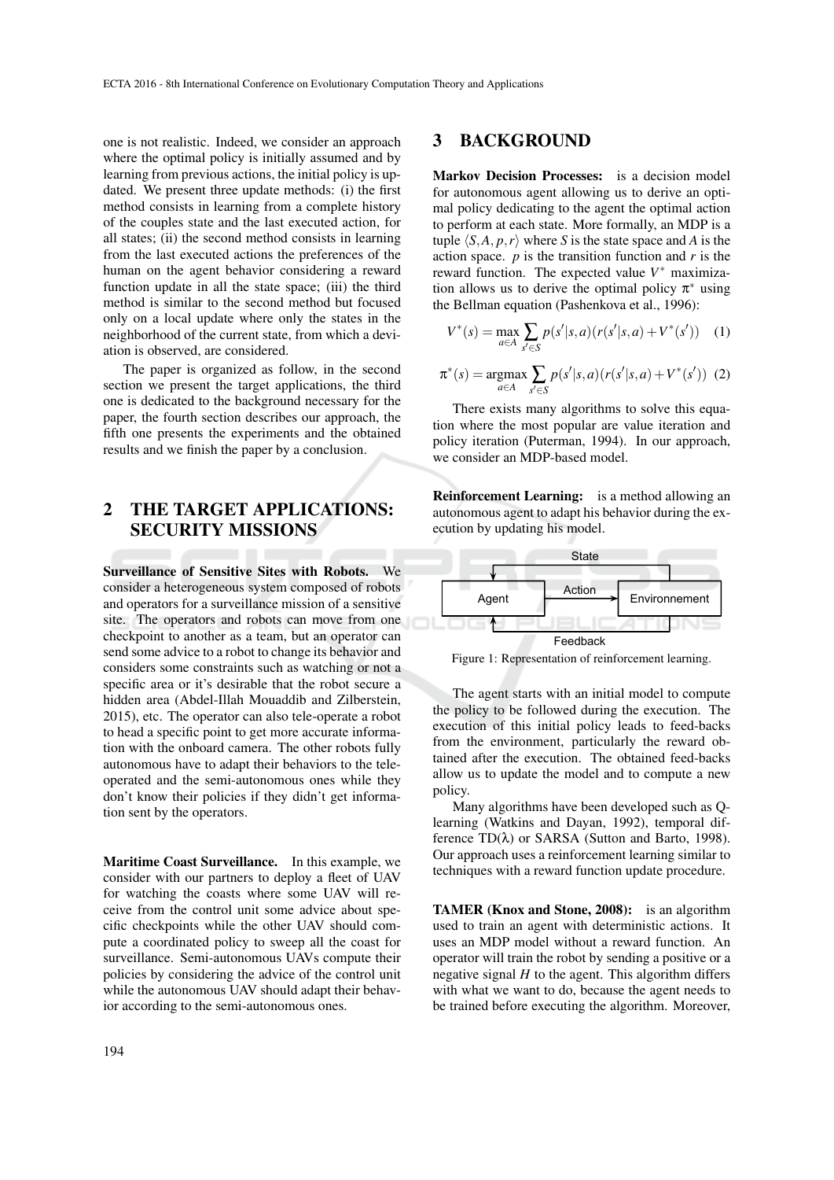one is not realistic. Indeed, we consider an approach where the optimal policy is initially assumed and by learning from previous actions, the initial policy is updated. We present three update methods: (i) the first method consists in learning from a complete history of the couples state and the last executed action, for all states; (ii) the second method consists in learning from the last executed actions the preferences of the human on the agent behavior considering a reward function update in all the state space; (iii) the third method is similar to the second method but focused only on a local update where only the states in the neighborhood of the current state, from which a deviation is observed, are considered.

The paper is organized as follow, in the second section we present the target applications, the third one is dedicated to the background necessary for the paper, the fourth section describes our approach, the fifth one presents the experiments and the obtained results and we finish the paper by a conclusion.

## 2 THE TARGET APPLICATIONS: SECURITY MISSIONS

**Surveillance of Sensitive Sites with Robots.** We consider a heterogeneous system composed of robots and operators for a surveillance mission of a sensitive site. The operators and robots can move from one checkpoint to another as a team, but an operator can send some advice to a robot to change its behavior and considers some constraints such as watching or not a specific area or it's desirable that the robot secure a hidden area (Abdel-Illah Mouaddib and Zilberstein, 2015), etc. The operator can also tele-operate a robot to head a specific point to get more accurate information with the onboard camera. The other robots fully autonomous have to adapt their behaviors to the tele-operated and the semi-autonomous ones while they don't know their policies if they didn't get information sent by the operators.

**Maritime Coast Surveillance.** In this example, we consider with our partners to deploy a fleet of UAV for watching the coasts where some UAV will receive from the control unit some advice about specific checkpoints while the other UAV should compute a coordinated policy to sweep all the coast for surveillance. Semi-autonomous UAVs compute their policies by considering the advice of the control unit while the autonomous UAV should adapt their behavior according to the semi-autonomous ones.

## 3 BACKGROUND

**Markov Decision Processes:** is a decision model for autonomous agent allowing us to derive an optimal policy dedicating to the agent the optimal action to perform at each state. More formally, an MDP is a tuple $\langle S, A, p, r \rangle$ where $S$ is the state space and $A$ is the action space. $p$ is the transition function and $r$ is the reward function. The expected value $V^*$ maximization allows us to derive the optimal policy $\pi^*$ using the Bellman equation (Pashenkova et al., 1996):

$$V^*(s) = \max_{a \in A} \sum_{s' \in S} p(s'|s,a)(r(s'|s,a) + V^*(s')) \quad (1)$$

$$\pi^*(s) = \operatorname*{argmax}_{a \in A} \sum_{s' \in S} p(s'|s,a)(r(s'|s,a) + V^*(s')) \quad (2)$$

There exists many algorithms to solve this equation where the most popular are value iteration and policy iteration (Puterman, 1994). In our approach, we consider an MDP-based model.

**Reinforcement Learning:** is a method allowing an autonomous agent to adapt his behavior during the execution by updating his model.

Figure 1: Representation of reinforcement learning.

The agent starts with an initial model to compute the policy to be followed during the execution. The execution of this initial policy leads to feed-backs from the environment, particularly the reward obtained after the execution. The obtained feed-backs allow us to update the model and to compute a new policy.

Many algorithms have been developed such as Q-learning (Watkins and Dayan, 1992), temporal difference TD($\lambda$) or SARSA (Sutton and Barto, 1998). Our approach uses a reinforcement learning similar to techniques with a reward function update procedure.

**TAMER (Knox and Stone, 2008):** is an algorithm used to train an agent with deterministic actions. It uses an MDP model without a reward function. An operator will train the robot by sending a positive or a negative signal $H$ to the agent. This algorithm differs with what we want to do, because the agent needs to be trained before executing the algorithm. Moreover,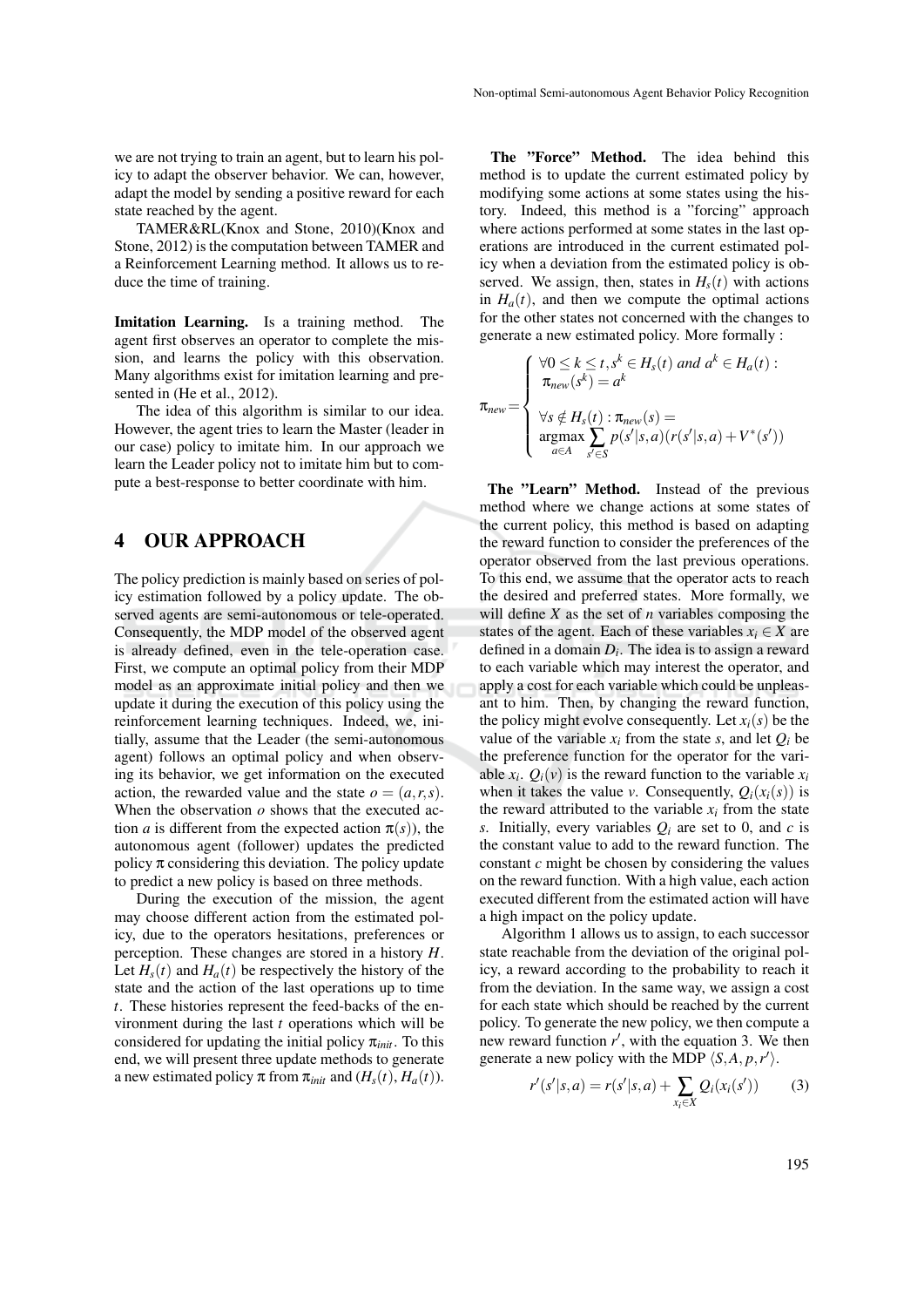we are not trying to train an agent, but to learn his policy to adapt the observer behavior. We can, however, adapt the model by sending a positive reward for each state reached by the agent.

TAMER&RL(Knox and Stone, 2010)(Knox and Stone, 2012) is the computation between TAMER and a Reinforcement Learning method. It allows us to reduce the time of training.

**Imitation Learning.** Is a training method. The agent first observes an operator to complete the mission, and learns the policy with this observation. Many algorithms exist for imitation learning and presented in (He et al., 2012).

The idea of this algorithm is similar to our idea. However, the agent tries to learn the Master (leader in our case) policy to imitate him. In our approach we learn the Leader policy not to imitate him but to compute a best-response to better coordinate with him.

## 4 OUR APPROACH

The policy prediction is mainly based on series of policy estimation followed by a policy update. The observed agents are semi-autonomous or tele-operated. Consequently, the MDP model of the observed agent is already defined, even in the tele-operation case. First, we compute an optimal policy from their MDP model as an approximate initial policy and then we update it during the execution of this policy using the reinforcement learning techniques. Indeed, we, initially, assume that the Leader (the semi-autonomous agent) follows an optimal policy and when observing its behavior, we get information on the executed action, the rewarded value and the state $o = (a, r, s)$. When the observation $o$ shows that the executed action $a$ is different from the expected action $\pi(s)$), the autonomous agent (follower) updates the predicted policy $\pi$ considering this deviation. The policy update to predict a new policy is based on three methods.

During the execution of the mission, the agent may choose different action from the estimated policy, due to the operators hesitations, preferences or perception. These changes are stored in a history $H$. Let $H_s(t)$ and $H_a(t)$ be respectively the history of the state and the action of the last operations up to time $t$. These histories represent the feed-backs of the environment during the last $t$ operations which will be considered for updating the initial policy $\pi_{init}$. To this end, we will present three update methods to generate a new estimated policy $\pi$ from $\pi_{init}$ and $(H_s(t), H_a(t))$.

**The "Force" Method.** The idea behind this method is to update the current estimated policy by modifying some actions at some states using the history. Indeed, this method is a "forcing" approach where actions performed at some states in the last operations are introduced in the current estimated policy when a deviation from the estimated policy is observed. We assign, then, states in $H_s(t)$ with actions in $H_a(t)$, and then we compute the optimal actions for the other states not concerned with the changes to generate a new estimated policy. More formally :

$$\pi_{new} = \begin{cases} \forall 0 \leq k \leq t, s^k \in H_s(t) \text{ and } a^k \in H_a(t) : \\ \pi_{new}(s^k) = a^k \\ \\ \forall s \notin H_s(t) : \pi_{new}(s) = \\ \underset{a \in A}{\operatorname{argmax}} \sum_{s' \in S} p(s'|s,a)(r(s'|s,a) + V^*(s')) \end{cases}$$

**The "Learn" Method.** Instead of the previous method where we change actions at some states of the current policy, this method is based on adapting the reward function to consider the preferences of the operator observed from the last previous operations. To this end, we assume that the operator acts to reach the desired and preferred states. More formally, we will define $X$ as the set of $n$ variables composing the states of the agent. Each of these variables $x_i \in X$ are defined in a domain $D_i$. The idea is to assign a reward to each variable which may interest the operator, and apply a cost for each variable which could be unpleasant to him. Then, by changing the reward function, the policy might evolve consequently. Let $x_i(s)$ be the value of the variable $x_i$ from the state $s$, and let $Q_i$ be the preference function for the operator for the variable $x_i$. $Q_i(v)$ is the reward function to the variable $x_i$ when it takes the value $v$. Consequently, $Q_i(x_i(s))$ is the reward attributed to the variable $x_i$ from the state $s$. Initially, every variables $Q_i$ are set to 0, and $c$ is the constant value to add to the reward function. The constant $c$ might be chosen by considering the values on the reward function. With a high value, each action executed different from the estimated action will have a high impact on the policy update.

Algorithm 1 allows us to assign, to each successor state reachable from the deviation of the original policy, a reward according to the probability to reach it from the deviation. In the same way, we assign a cost for each state which should be reached by the current policy. To generate the new policy, we then compute a new reward function $r'$, with the equation 3. We then generate a new policy with the MDP $\langle S, A, p, r' \rangle$.

$$r'(s'|s,a) = r(s'|s,a) + \sum_{x_i \in X} Q_i(x_i(s')) \tag{3}$$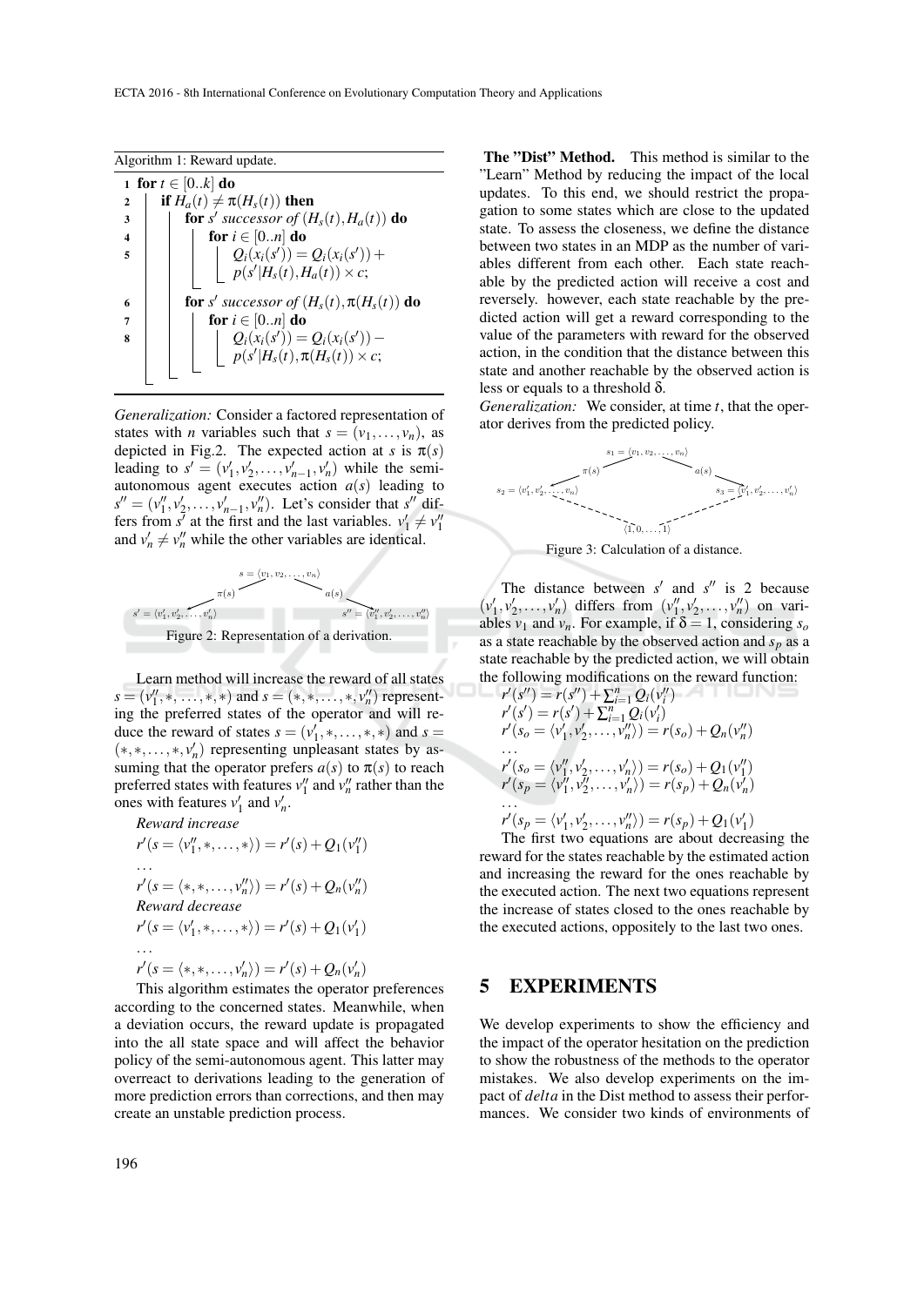Algorithm 1: Reward update.

```
1 for t ∈ [0..k] do
2   if H_a(t) ≠ π(H_s(t)) then
3     for s' successor of (H_s(t), H_a(t)) do
4       for i ∈ [0..n] do
5         Q_i(x_i(s')) = Q_i(x_i(s')) + p(s'|H_s(t), H_a(t)) × c;
6     for s' successor of (H_s(t), π(H_s(t)) do
7       for i ∈ [0..n] do
8         Q_i(x_i(s')) = Q_i(x_i(s')) − p(s'|H_s(t), π(H_s(t)) × c;
```

*Generalization:* Consider a factored representation of states with $n$ variables such that $s = (v_1, \ldots, v_n)$, as depicted in Fig.2. The expected action at $s$ is $\pi(s)$ leading to $s' = (v'_1, v'_2, \ldots, v'_{n-1}, v'_n)$ while the semi-autonomous agent executes action $a(s)$ leading to $s'' = (v''_1, v'_2, \ldots, v'_{n-1}, v''_n)$. Let's consider that $s''$ differs from $s'$ at the first and the last variables. $v'_1 \neq v''_1$ and $v'_n \neq v''_n$ while the other variables are identical.

Figure 2: Representation of a derivation.

Learn method will increase the reward of all states $s = (v''_1, *, \ldots, *, *)$ and $s = (*, *, \ldots, *, v''_n)$ representing the preferred states of the operator and will reduce the reward of states $s = (v'_1, *, \ldots, *, *)$ and $s = (*, *, \ldots, *, v'_n)$ representing unpleasant states by assuming that the operator prefers $a(s)$ to $\pi(s)$ to reach preferred states with features $v''_1$ and $v''_n$ rather than the ones with features $v'_1$ and $v'_n$.

*Reward increase*

$$r'(s = \langle v''_1, *, \ldots, * \rangle) = r'(s) + Q_1(v''_1)$$

$$\ldots$$

$$r'(s = \langle *, *, \ldots, v''_n \rangle) = r'(s) + Q_n(v''_n)$$

*Reward decrease*

$$r'(s = \langle v'_1, *, \ldots, * \rangle) = r'(s) + Q_1(v'_1)$$

$$\ldots$$

$$r'(s = \langle *, *, \ldots, v'_n \rangle) = r'(s) + Q_n(v'_n)$$

This algorithm estimates the operator preferences according to the concerned states. Meanwhile, when a deviation occurs, the reward update is propagated into the all state space and will affect the behavior policy of the semi-autonomous agent. This latter may overreact to derivations leading to the generation of more prediction errors than corrections, and then may create an unstable prediction process.

**The "Dist" Method.** This method is similar to the "Learn" Method by reducing the impact of the local updates. To this end, we should restrict the propagation to some states which are close to the updated state. To assess the closeness, we define the distance between two states in an MDP as the number of variables different from each other. Each state reachable by the predicted action will receive a cost and reversely. however, each state reachable by the predicted action will get a reward corresponding to the value of the parameters with reward for the observed action, in the condition that the distance between this state and another reachable by the observed action is less or equals to a threshold $\delta$.

*Generalization:* We consider, at time $t$, that the operator derives from the predicted policy.

Figure 3: Calculation of a distance.

The distance between $s'$ and $s''$ is 2 because $(v'_1, v'_2, \ldots, v'_n)$ differs from $(v''_1, v'_2, \ldots, v''_n)$ on variables $v_1$ and $v_n$. For example, if $\delta = 1$, considering $s_o$ as a state reachable by the observed action and $s_p$ as a state reachable by the predicted action, we will obtain the following modifications on the reward function:

$$r'(s'') = r(s'') + \sum_{i=1}^{n} Q_i(v''_i)$$

$$r'(s') = r(s') + \sum_{i=1}^{n} Q_i(v'_i)$$

$$r'(s_o = \langle v'_1, v'_2, \ldots, v''_n \rangle) = r(s_o) + Q_n(v''_n)$$

$$\ldots$$

$$r'(s_o = \langle v''_1, v'_2, \ldots, v'_n \rangle) = r(s_o) + Q_1(v''_1)$$

$$r'(s_p = \langle v''_1, v''_2, \ldots, v'_n \rangle) = r(s_p) + Q_n(v'_n)$$

$$\ldots$$

$$r'(s_p = \langle v'_1, v'_2, \ldots, v''_n \rangle) = r(s_p) + Q_1(v'_1)$$

The first two equations are about decreasing the reward for the states reachable by the estimated action and increasing the reward for the ones reachable by the executed action. The next two equations represent the increase of states closed to the ones reachable by the executed actions, oppositely to the last two ones.

## 5 EXPERIMENTS

We develop experiments to show the efficiency and the impact of the operator hesitation on the prediction to show the robustness of the methods to the operator mistakes. We also develop experiments on the impact of *delta* in the Dist method to assess their performances. We consider two kinds of environments of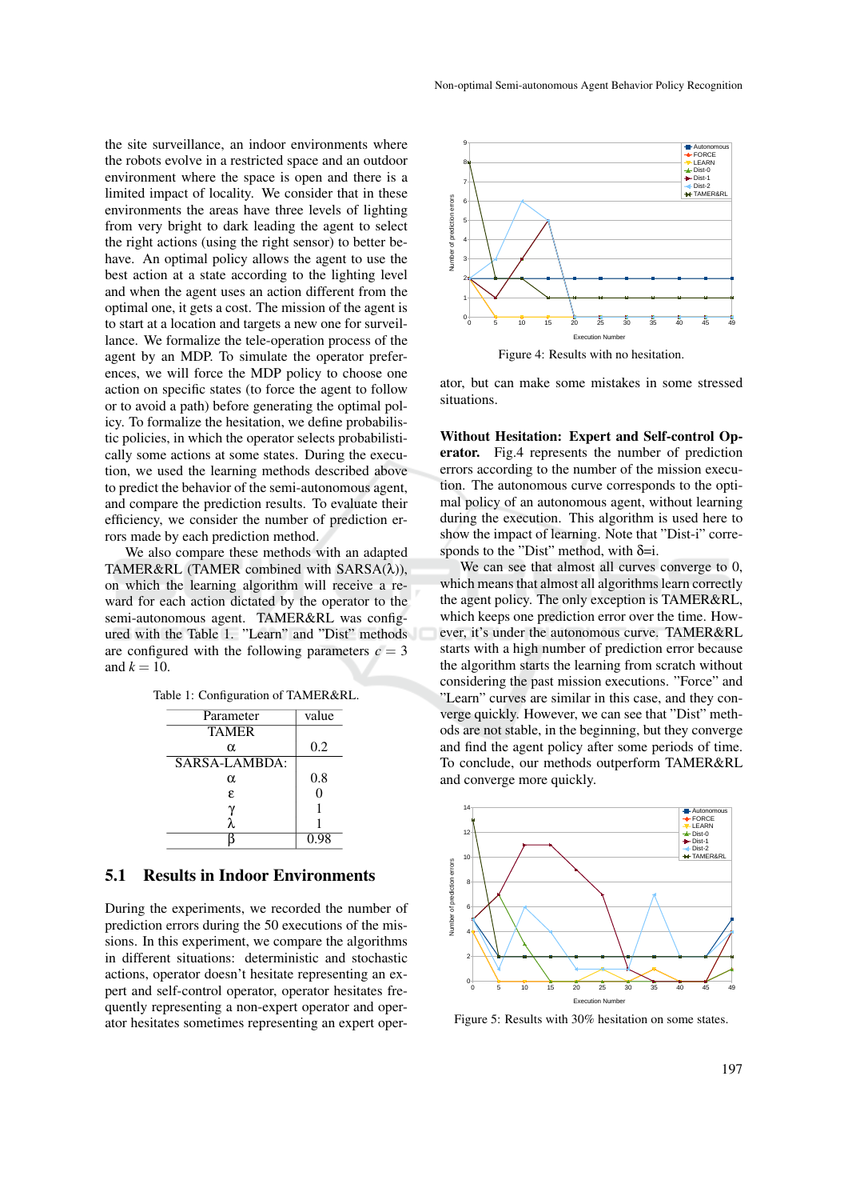the site surveillance, an indoor environments where the robots evolve in a restricted space and an outdoor environment where the space is open and there is a limited impact of locality. We consider that in these environments the areas have three levels of lighting from very bright to dark leading the agent to select the right actions (using the right sensor) to better behave. An optimal policy allows the agent to use the best action at a state according to the lighting level and when the agent uses an action different from the optimal one, it gets a cost. The mission of the agent is to start at a location and targets a new one for surveillance. We formalize the tele-operation process of the agent by an MDP. To simulate the operator preferences, we will force the MDP policy to choose one action on specific states (to force the agent to follow or to avoid a path) before generating the optimal policy. To formalize the hesitation, we define probabilistic policies, in which the operator selects probabilistically some actions at some states. During the execution, we used the learning methods described above to predict the behavior of the semi-autonomous agent, and compare the prediction results. To evaluate their efficiency, we consider the number of prediction errors made by each prediction method.

We also compare these methods with an adapted TAMER&RL (TAMER combined with SARSA($\lambda$)), on which the learning algorithm will receive a reward for each action dictated by the operator to the semi-autonomous agent. TAMER&RL was configured with the Table 1. "Learn" and "Dist" methods are configured with the following parameters $c = 3$ and $k = 10$.

Table 1: Configuration of TAMER&RL.

| Parameter | value |
|---|---|
| TAMER | |
| $\alpha$ | 0.2 |
| SARSA-LAMBDA: | |
| $\alpha$ | 0.8 |
| $\varepsilon$ | 0 |
| $\gamma$ | 1 |
| $\lambda$ | 1 |
| $\beta$ | 0.98 |

## 5.1 Results in Indoor Environments

During the experiments, we recorded the number of prediction errors during the 50 executions of the missions. In this experiment, we compare the algorithms in different situations: deterministic and stochastic actions, operator doesn't hesitate representing an expert and self-control operator, operator hesitates frequently representing a non-expert operator and operator hesitates sometimes representing an expert operator, but can make some mistakes in some stressed situations.

Figure 4: Results with no hesitation.

**Without Hesitation: Expert and Self-control Operator.** Fig.4 represents the number of prediction errors according to the number of the mission execution. The autonomous curve corresponds to the optimal policy of an autonomous agent, without learning during the execution. This algorithm is used here to show the impact of learning. Note that "Dist-i" corresponds to the "Dist" method, with $\delta$=i.

We can see that almost all curves converge to 0, which means that almost all algorithms learn correctly the agent policy. The only exception is TAMER&RL, which keeps one prediction error over the time. However, it's under the autonomous curve. TAMER&RL starts with a high number of prediction error because the algorithm starts the learning from scratch without considering the past mission executions. "Force" and "Learn" curves are similar in this case, and they converge quickly. However, we can see that "Dist" methods are not stable, in the beginning, but they converge and find the agent policy after some periods of time. To conclude, our methods outperform TAMER&RL and converge more quickly.

Figure 5: Results with 30% hesitation on some states.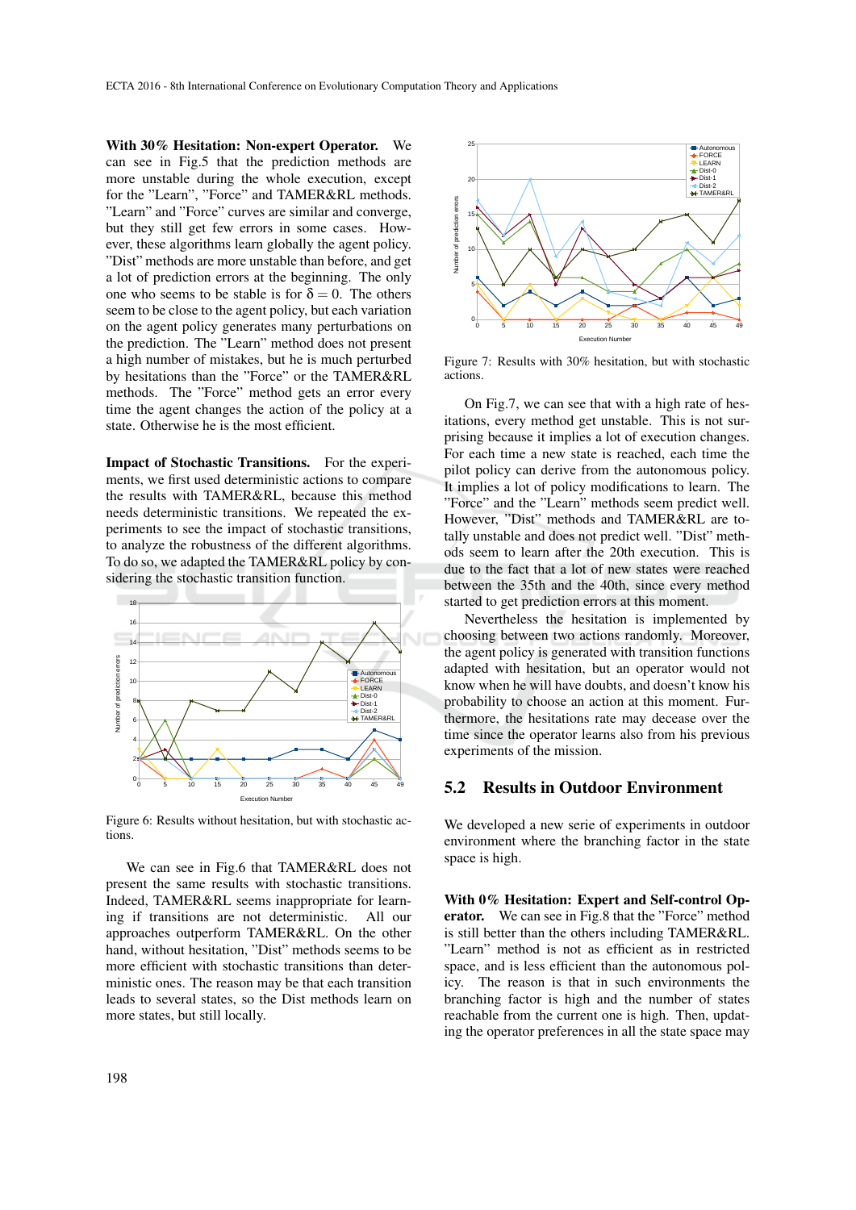**With 30% Hesitation: Non-expert Operator.** We can see in Fig.5 that the prediction methods are more unstable during the whole execution, except for the "Learn", "Force" and TAMER&RL methods. "Learn" and "Force" curves are similar and converge, but they still get few errors in some cases. However, these algorithms learn globally the agent policy. "Dist" methods are more unstable than before, and get a lot of prediction errors at the beginning. The only one who seems to be stable is for $\delta = 0$. The others seem to be close to the agent policy, but each variation on the agent policy generates many perturbations on the prediction. The "Learn" method does not present a high number of mistakes, but he is much perturbed by hesitations than the "Force" or the TAMER&RL methods. The "Force" method gets an error every time the agent changes the action of the policy at a state. Otherwise he is the most efficient.

**Impact of Stochastic Transitions.** For the experiments, we first used deterministic actions to compare the results with TAMER&RL, because this method needs deterministic transitions. We repeated the experiments to see the impact of stochastic transitions, to analyze the robustness of the different algorithms. To do so, we adapted the TAMER&RL policy by considering the stochastic transition function.

Figure 6: Results without hesitation, but with stochastic actions.

We can see in Fig.6 that TAMER&RL does not present the same results with stochastic transitions. Indeed, TAMER&RL seems inappropriate for learning if transitions are not deterministic. All our approaches outperform TAMER&RL. On the other hand, without hesitation, "Dist" methods seems to be more efficient with stochastic transitions than deterministic ones. The reason may be that each transition leads to several states, so the Dist methods learn on more states, but still locally.

Figure 7: Results with 30% hesitation, but with stochastic actions.

On Fig.7, we can see that with a high rate of hesitations, every method get unstable. This is not surprising because it implies a lot of execution changes. For each time a new state is reached, each time the pilot policy can derive from the autonomous policy. It implies a lot of policy modifications to learn. The "Force" and the "Learn" methods seem predict well. However, "Dist" methods and TAMER&RL are totally unstable and does not predict well. "Dist" methods seem to learn after the 20th execution. This is due to the fact that a lot of new states were reached between the 35th and the 40th, since every method started to get prediction errors at this moment.

Nevertheless the hesitation is implemented by choosing between two actions randomly. Moreover, the agent policy is generated with transition functions adapted with hesitation, but an operator would not know when he will have doubts, and doesn't know his probability to choose an action at this moment. Furthermore, the hesitations rate may decease over the time since the operator learns also from his previous experiments of the mission.

## 5.2 Results in Outdoor Environment

We developed a new serie of experiments in outdoor environment where the branching factor in the state space is high.

**With 0% Hesitation: Expert and Self-control Operator.** We can see in Fig.8 that the "Force" method is still better than the others including TAMER&RL. "Learn" method is not as efficient as in restricted space, and is less efficient than the autonomous policy. The reason is that in such environments the branching factor is high and the number of states reachable from the current one is high. Then, updating the operator preferences in all the state space may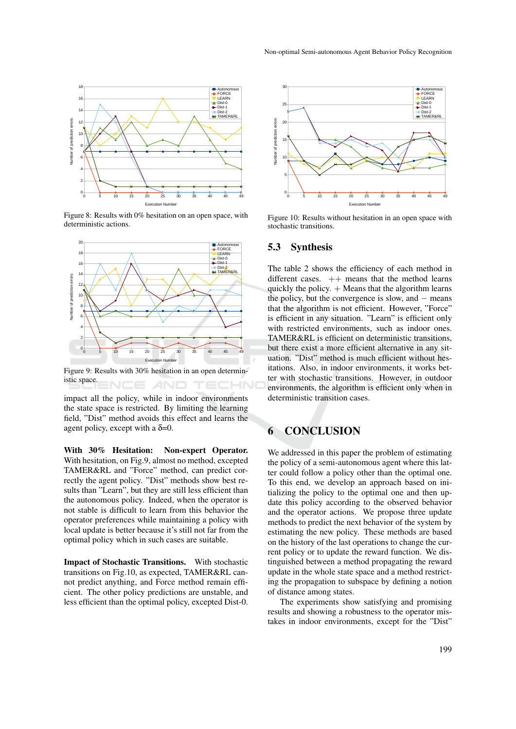Figure 8: Results with 0% hesitation on an open space, with deterministic actions.

Figure 9: Results with 30% hesitation in an open deterministic space.

impact all the policy, while in indoor environments the state space is restricted. By limiting the learning field, "Dist" method avoids this effect and learns the agent policy, except with a $\delta$=0.

**With 30% Hesitation: Non-expert Operator.** With hesitation, on Fig.9, almost no method, excepted TAMER&RL and "Force" method, can predict correctly the agent policy. "Dist" methods show best results than "Learn", but they are still less efficient than the autonomous policy. Indeed, when the operator is not stable is difficult to learn from this behavior the operator preferences while maintaining a policy with local update is better because it's still not far from the optimal policy which in such cases are suitable.

**Impact of Stochastic Transitions.** With stochastic transitions on Fig.10, as expected, TAMER&RL cannot predict anything, and Force method remain efficient. The other policy predictions are unstable, and less efficient than the optimal policy, excepted Dist-0.

Figure 10: Results without hesitation in an open space with stochastic transitions.

## 5.3 Synthesis

The table 2 shows the efficiency of each method in different cases. ++ means that the method learns quickly the policy. + Means that the algorithm learns the policy, but the convergence is slow, and − means that the algorithm is not efficient. However, "Force" is efficient in any situation. "Learn" is efficient only with restricted environments, such as indoor ones. TAMER&RL is efficient on deterministic transitions, but there exist a more efficient alternative in any situation. "Dist" method is much efficient without hesitations. Also, in indoor environments, it works better with stochastic transitions. However, in outdoor environments, the algorithm is efficient only when in deterministic transition cases.

# 6 CONCLUSION

We addressed in this paper the problem of estimating the policy of a semi-autonomous agent where this latter could follow a policy other than the optimal one. To this end, we develop an approach based on initializing the policy to the optimal one and then update this policy according to the observed behavior and the operator actions. We propose three update methods to predict the next behavior of the system by estimating the new policy. These methods are based on the history of the last operations to change the current policy or to update the reward function. We distinguished between a method propagating the reward update in the whole state space and a method restricting the propagation to subspace by defining a notion of distance among states.

The experiments show satisfying and promising results and showing a robustness to the operator mistakes in indoor environments, except for the "Dist"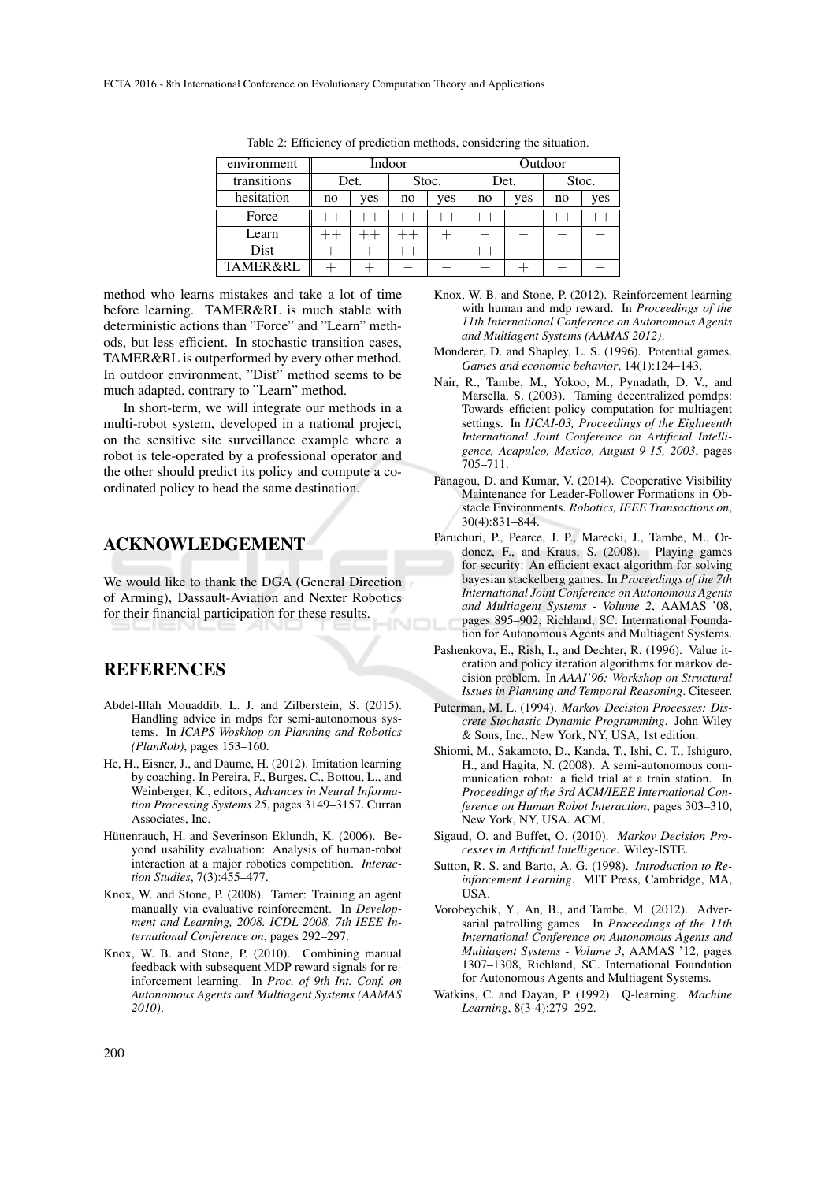Table 2: Efficiency of prediction methods, considering the situation.

| environment | Indoor | | | | Outdoor | | | |
|---|---|---|---|---|---|---|---|---|
| transitions | Det. | | Stoc. | | Det. | | Stoc. | |
| hesitation | no | yes | no | yes | no | yes | no | yes |
| Force | $++$ | $++$ | $++$ | $++$ | $++$ | $++$ | $++$ | $++$ |
| Learn | $++$ | $++$ | $++$ | $+$ | $-$ | $-$ | $-$ | $-$ |
| Dist | $+$ | $+$ | $++$ | $-$ | $++$ | $-$ | $-$ | $-$ |
| TAMER&RL | $+$ | $+$ | $-$ | $-$ | $+$ | $+$ | $-$ | $-$ |

method who learns mistakes and take a lot of time before learning. TAMER&RL is much stable with deterministic actions than "Force" and "Learn" methods, but less efficient. In stochastic transition cases, TAMER&RL is outperformed by every other method. In outdoor environment, "Dist" method seems to be much adapted, contrary to "Learn" method.

In short-term, we will integrate our methods in a multi-robot system, developed in a national project, on the sensitive site surveillance example where a robot is tele-operated by a professional operator and the other should predict its policy and compute a coordinated policy to head the same destination.

## ACKNOWLEDGEMENT

We would like to thank the DGA (General Direction of Arming), Dassault-Aviation and Nexter Robotics for their financial participation for these results.

## REFERENCES

Abdel-Illah Mouaddib, L. J. and Zilberstein, S. (2015). Handling advice in mdps for semi-autonomous systems. In *ICAPS Woskhop on Planning and Robotics (PlanRob)*, pages 153–160.

He, H., Eisner, J., and Daume, H. (2012). Imitation learning by coaching. In Pereira, F., Burges, C., Bottou, L., and Weinberger, K., editors, *Advances in Neural Information Processing Systems 25*, pages 3149–3157. Curran Associates, Inc.

Hüttenrauch, H. and Severinson Eklundh, K. (2006). Beyond usability evaluation: Analysis of human-robot interaction at a major robotics competition. *Interaction Studies*, 7(3):455–477.

Knox, W. and Stone, P. (2008). Tamer: Training an agent manually via evaluative reinforcement. In *Development and Learning, 2008. ICDL 2008. 7th IEEE International Conference on*, pages 292–297.

Knox, W. B. and Stone, P. (2010). Combining manual feedback with subsequent MDP reward signals for reinforcement learning. In *Proc. of 9th Int. Conf. on Autonomous Agents and Multiagent Systems (AAMAS 2010)*.

Knox, W. B. and Stone, P. (2012). Reinforcement learning with human and mdp reward. In *Proceedings of the 11th International Conference on Autonomous Agents and Multiagent Systems (AAMAS 2012)*.

Monderer, D. and Shapley, L. S. (1996). Potential games. *Games and economic behavior*, 14(1):124–143.

Nair, R., Tambe, M., Yokoo, M., Pynadath, D. V., and Marsella, S. (2003). Taming decentralized pomdps: Towards efficient policy computation for multiagent settings. In *IJCAI-03, Proceedings of the Eighteenth International Joint Conference on Artificial Intelligence, Acapulco, Mexico, August 9-15, 2003*, pages 705–711.

Panagou, D. and Kumar, V. (2014). Cooperative Visibility Maintenance for Leader-Follower Formations in Obstacle Environments. *Robotics, IEEE Transactions on*, 30(4):831–844.

Paruchuri, P., Pearce, J. P., Marecki, J., Tambe, M., Ordonez, F., and Kraus, S. (2008). Playing games for security: An efficient exact algorithm for solving bayesian stackelberg games. In *Proceedings of the 7th International Joint Conference on Autonomous Agents and Multiagent Systems - Volume 2*, AAMAS '08, pages 895–902, Richland, SC. International Foundation for Autonomous Agents and Multiagent Systems.

Pashenkova, E., Rish, I., and Dechter, R. (1996). Value iteration and policy iteration algorithms for markov decision problem. In *AAAI'96: Workshop on Structural Issues in Planning and Temporal Reasoning*. Citeseer.

Puterman, M. L. (1994). *Markov Decision Processes: Discrete Stochastic Dynamic Programming*. John Wiley & Sons, Inc., New York, NY, USA, 1st edition.

Shiomi, M., Sakamoto, D., Kanda, T., Ishi, C. T., Ishiguro, H., and Hagita, N. (2008). A semi-autonomous communication robot: a field trial at a train station. In *Proceedings of the 3rd ACM/IEEE International Conference on Human Robot Interaction*, pages 303–310, New York, NY, USA. ACM.

Sigaud, O. and Buffet, O. (2010). *Markov Decision Processes in Artificial Intelligence*. Wiley-ISTE.

Sutton, R. S. and Barto, A. G. (1998). *Introduction to Reinforcement Learning*. MIT Press, Cambridge, MA, USA.

Vorobeychik, Y., An, B., and Tambe, M. (2012). Adversarial patrolling games. In *Proceedings of the 11th International Conference on Autonomous Agents and Multiagent Systems - Volume 3*, AAMAS '12, pages 1307–1308, Richland, SC. International Foundation for Autonomous Agents and Multiagent Systems.

Watkins, C. and Dayan, P. (1992). Q-learning. *Machine Learning*, 8(3-4):279–292.